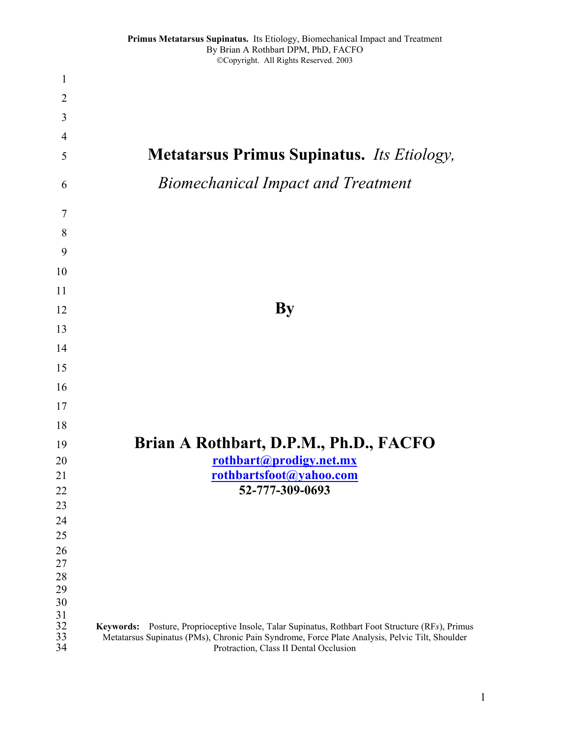# **Metatarsus Primus Supinatus.** *Its Etiology, Biomechanical Impact and Treatment*

**By**

**Brian A Rothbart, D.P.M., Ph.D., FACFO**

**rothbart@prodigy.net.mx**

**rothbartsfoot@yahoo.com**

**52-777-309-0693**

**Keywords:** Posture, Proprioceptive Insole, Talar Supinatus, Rothbart Foot Structure (RF*s*), Primus Metatarsus Supinatus (PMs), Chronic Pain Syndrome, Force Plate Analysis, Pelvic Tilt, Shoulder Protraction, Class II Dental Occlusion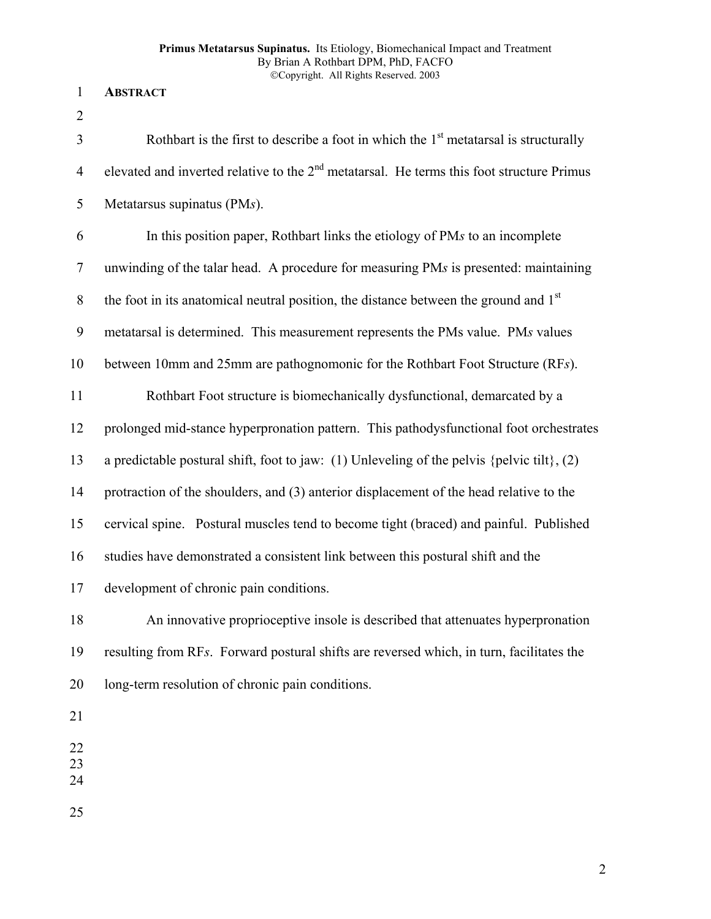## Abstract

Rothbart is the first to describe a foot in which the 1st metatarsal is structurally elevated and inverted relative to the 2nd metatarsal. He terms this foot structure Primus Metatarsus supinatus (PM*s*).

In this position paper, Rothbart links the etiology of PM*s* to an incomplete unwinding of the talar head. A procedure for measuring PM*s* is presented: maintaining the foot in its anatomical neutral position, the distance between the ground and 1st metatarsal is determined. This measurement represents the PMs value. PM*s* values between 10mm and 25mm are pathognomonic for the Rothbart Foot Structure (RF*s*).

Rothbart Foot structure is biomechanically dysfunctional, demarcated by a prolonged mid-stance hyperpronation pattern. This pathodysfunctional foot orchestrates a predictable postural shift, foot to jaw: (1) Unleveling of the pelvis {pelvic tilt}, (2) protraction of the shoulders, and (3) anterior displacement of the head relative to the cervical spine. Postural muscles tend to become tight (braced) and painful. Published studies have demonstrated a consistent link between this postural shift and the development of chronic pain conditions.

An innovative proprioceptive insole is described that attenuates hyperpronation resulting from RF*s*. Forward postural shifts are reversed which, in turn, facilitates the long-term resolution of chronic pain conditions.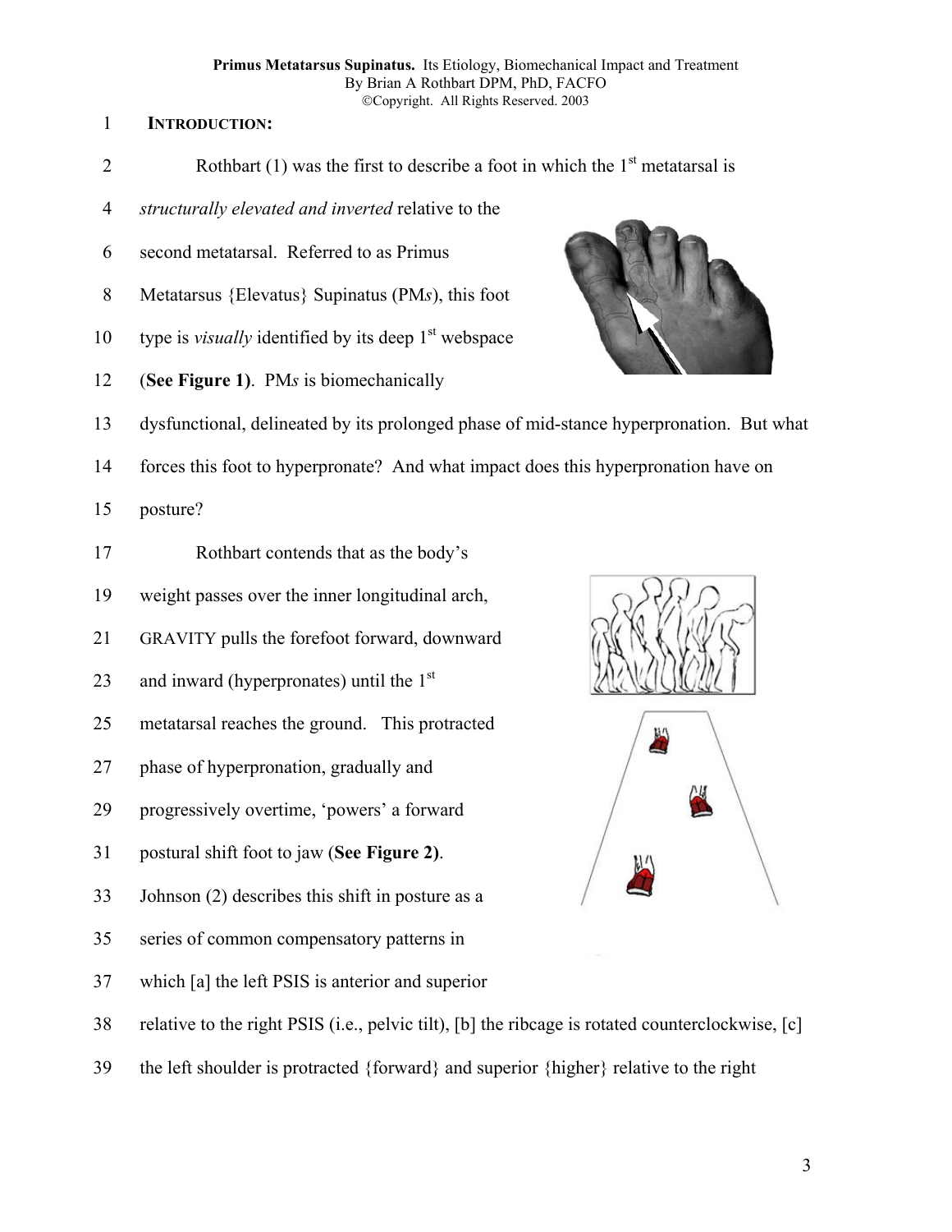## INTRODUCTION:

Rothbart (1) was the first to describe a foot in which the 1st metatarsal is *structurally elevated and inverted* relative to the second metatarsal. Referred to as Primus Metatarsus {Elevatus} Supinatus (PM*s*), this foot type is *visually* identified by its deep 1st webspace (**See Figure 1)**. PM*s* is biomechanically dysfunctional, delineated by its prolonged phase of mid-stance hyperpronation. But what forces this foot to hyperpronate? And what impact does this hyperpronation have on posture?

Rothbart contends that as the body's weight passes over the inner longitudinal arch, GRAVITY pulls the forefoot forward, downward and inward (hyperpronates) until the 1st metatarsal reaches the ground. This protracted phase of hyperpronation, gradually and progressively overtime, 'powers' a forward postural shift foot to jaw (**See Figure 2)**. Johnson (2) describes this shift in posture as a series of common compensatory patterns in which [a] the left PSIS is anterior and superior relative to the right PSIS (i.e., pelvic tilt), [b] the ribcage is rotated counterclockwise, [c] the left shoulder is protracted {forward} and superior {higher} relative to the right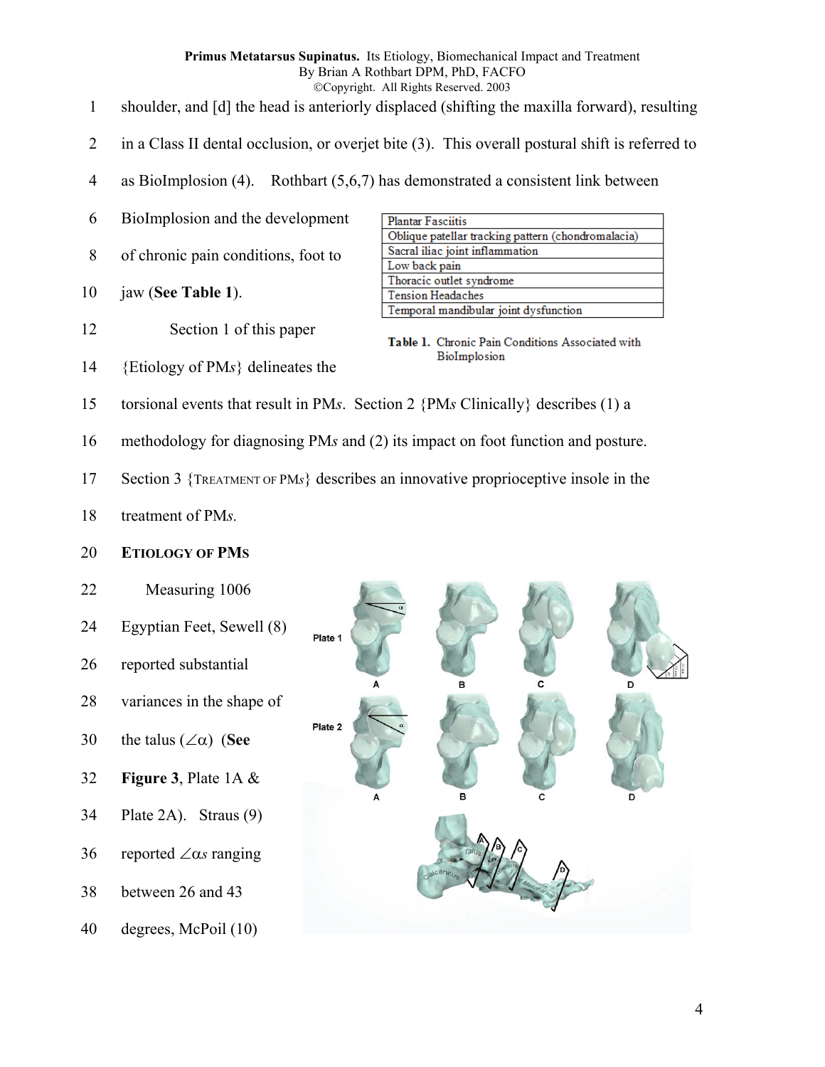shoulder, and [d] the head is anteriorly displaced (shifting the maxilla forward), resulting in a Class II dental occlusion, or overjet bite (3). This overall postural shift is referred to as BioImplosion (4). Rothbart (5,6,7) has demonstrated a consistent link between BioImplosion and the development of chronic pain conditions, foot to jaw (**See Table 1**).

| |
|---|
| Plantar Fasciitis |
| Oblique patellar tracking pattern (chondromalacia) |
| Sacral iliac joint inflammation |
| Low back pain |
| Thoracic outlet syndrome |
| Tension Headaches |
| Temporal mandibular joint dysfunction |

**Table 1.** Chronic Pain Conditions Associated with BioImplosion

Section 1 of this paper {Etiology of PM*s*} delineates the torsional events that result in PM*s*. Section 2 {PM*s* Clinically} describes (1) a methodology for diagnosing PM*s* and (2) its impact on foot function and posture. Section 3 {Treatment of PM*s*} describes an innovative proprioceptive insole in the treatment of PM*s*.

## Etiology of PMs

Measuring 1006 Egyptian Feet, Sewell (8) reported substantial variances in the shape of the talus ($\angle\alpha$) (**See Figure 3**, Plate 1A & Plate 2A). Straus (9) reported $\angle\alpha$s ranging between 26 and 43 degrees, McPoil (10)

Plate 1
A
B
C
D
Plate 2
A
B
C
D
Talus
Nav
Cuneiform
Calcaneus
Metatarsus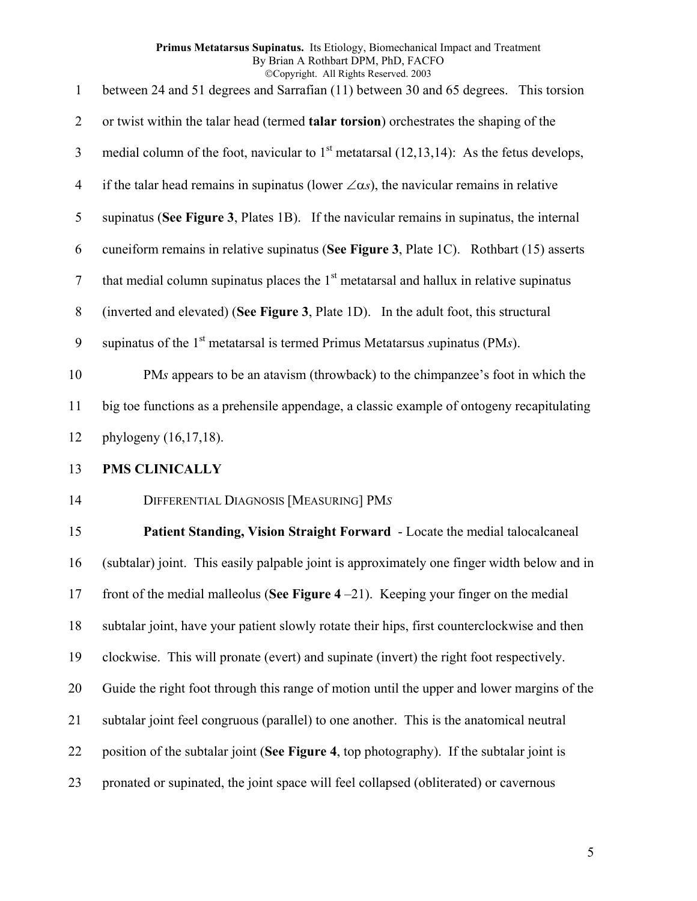between 24 and 51 degrees and Sarrafian (11) between 30 and 65 degrees. This torsion or twist within the talar head (termed **talar torsion**) orchestrates the shaping of the medial column of the foot, navicular to 1st metatarsal (12,13,14): As the fetus develops, if the talar head remains in supinatus (lower $\angle\alpha s$), the navicular remains in relative supinatus (**See Figure 3**, Plates 1B). If the navicular remains in supinatus, the internal cuneiform remains in relative supinatus (**See Figure 3**, Plate 1C). Rothbart (15) asserts that medial column supinatus places the 1st metatarsal and hallux in relative supinatus (inverted and elevated) (**See Figure 3**, Plate 1D). In the adult foot, this structural supinatus of the 1st metatarsal is termed Primus Metatarsus *s*upinatus (PM*s*).

PM*s* appears to be an atavism (throwback) to the chimpanzee's foot in which the big toe functions as a prehensile appendage, a classic example of ontogeny recapitulating phylogeny (16,17,18).

## PMS CLINICALLY

### DIFFERENTIAL DIAGNOSIS [MEASURING] PM*S*

**Patient Standing, Vision Straight Forward** - Locate the medial talocalcaneal (subtalar) joint. This easily palpable joint is approximately one finger width below and in front of the medial malleolus (**See Figure 4** –21). Keeping your finger on the medial subtalar joint, have your patient slowly rotate their hips, first counterclockwise and then clockwise. This will pronate (evert) and supinate (invert) the right foot respectively. Guide the right foot through this range of motion until the upper and lower margins of the subtalar joint feel congruous (parallel) to one another. This is the anatomical neutral position of the subtalar joint (**See Figure 4**, top photography). If the subtalar joint is pronated or supinated, the joint space will feel collapsed (obliterated) or cavernous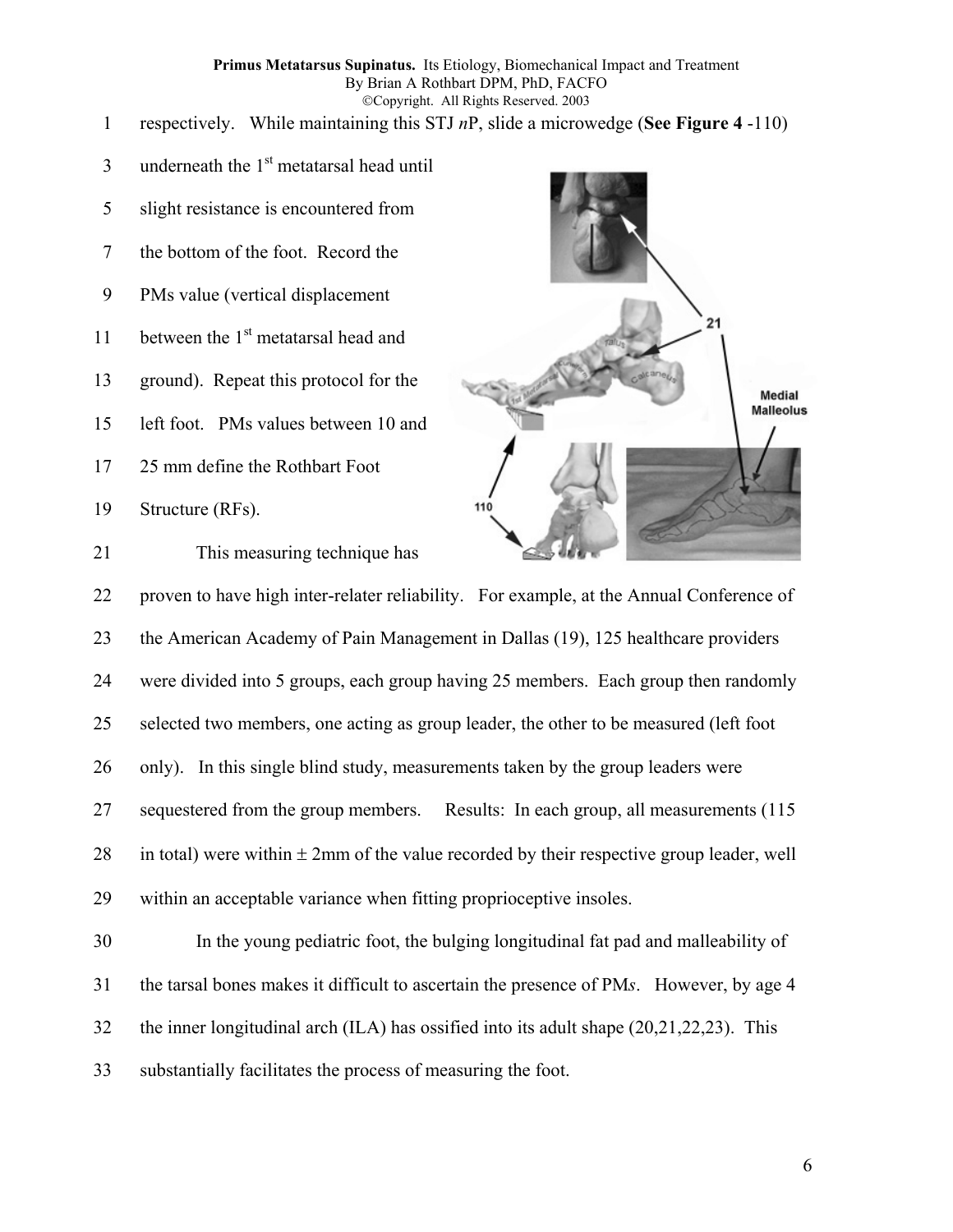respectively. While maintaining this STJ *n*P, slide a microwedge (**See Figure 4** -110) underneath the 1st metatarsal head until slight resistance is encountered from the bottom of the foot. Record the PMs value (vertical displacement between the 1st metatarsal head and ground). Repeat this protocol for the left foot. PMs values between 10 and 25 mm define the Rothbart Foot Structure (RFs).

21
Medial Malleolus
110

This measuring technique has proven to have high inter-relater reliability. For example, at the Annual Conference of the American Academy of Pain Management in Dallas (19), 125 healthcare providers were divided into 5 groups, each group having 25 members. Each group then randomly selected two members, one acting as group leader, the other to be measured (left foot only). In this single blind study, measurements taken by the group leaders were sequestered from the group members. Results: In each group, all measurements (115 in total) were within ± 2mm of the value recorded by their respective group leader, well within an acceptable variance when fitting proprioceptive insoles.

In the young pediatric foot, the bulging longitudinal fat pad and malleability of the tarsal bones makes it difficult to ascertain the presence of PM*s*. However, by age 4 the inner longitudinal arch (ILA) has ossified into its adult shape (20,21,22,23). This substantially facilitates the process of measuring the foot.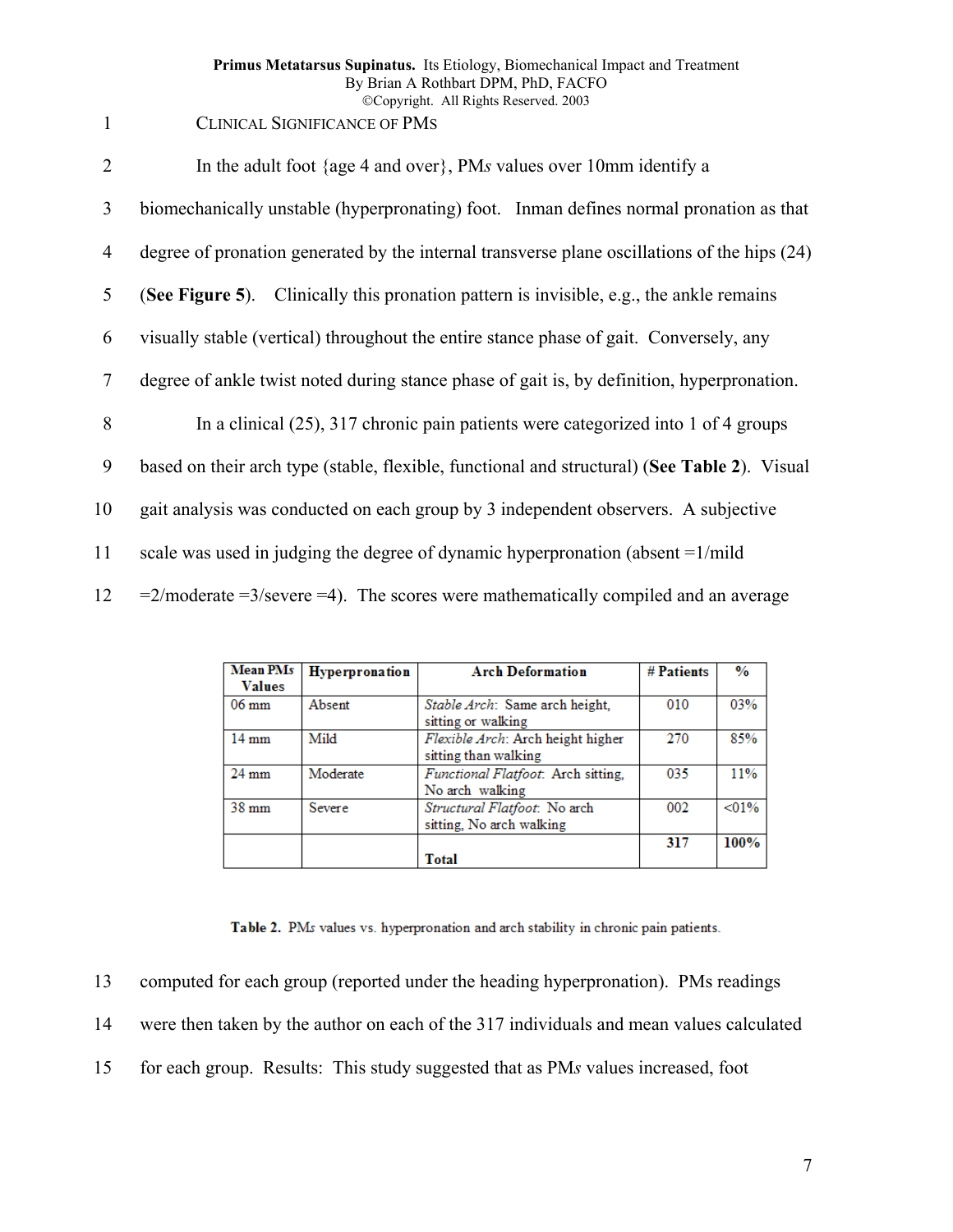## Clinical Significance of PMs

In the adult foot {age 4 and over}, PM*s* values over 10mm identify a biomechanically unstable (hyperpronating) foot. Inman defines normal pronation as that degree of pronation generated by the internal transverse plane oscillations of the hips (24) (**See Figure 5**). Clinically this pronation pattern is invisible, e.g., the ankle remains visually stable (vertical) throughout the entire stance phase of gait. Conversely, any degree of ankle twist noted during stance phase of gait is, by definition, hyperpronation.

In a clinical (25), 317 chronic pain patients were categorized into 1 of 4 groups based on their arch type (stable, flexible, functional and structural) (**See Table 2**). Visual gait analysis was conducted on each group by 3 independent observers. A subjective scale was used in judging the degree of dynamic hyperpronation (absent =1/mild =2/moderate =3/severe =4). The scores were mathematically compiled and an average computed for each group (reported under the heading hyperpronation). PMs readings were then taken by the author on each of the 317 individuals and mean values calculated for each group. Results: This study suggested that as PM*s* values increased, foot

| Mean PM*s* Values | Hyperpronation | Arch Deformation | # Patients | % |
|---|---|---|---|---|
| 06 mm | Absent | *Stable Arch*: Same arch height, sitting or walking | 010 | 03% |
| 14 mm | Mild | *Flexible Arch*: Arch height higher sitting than walking | 270 | 85% |
| 24 mm | Moderate | *Functional Flatfoot*: Arch sitting, No arch walking | 035 | 11% |
| 38 mm | Severe | *Structural Flatfoot*: No arch sitting, No arch walking | 002 | <01% |
| | | **Total** | **317** | **100%** |

**Table 2.** PM*s* values vs. hyperpronation and arch stability in chronic pain patients.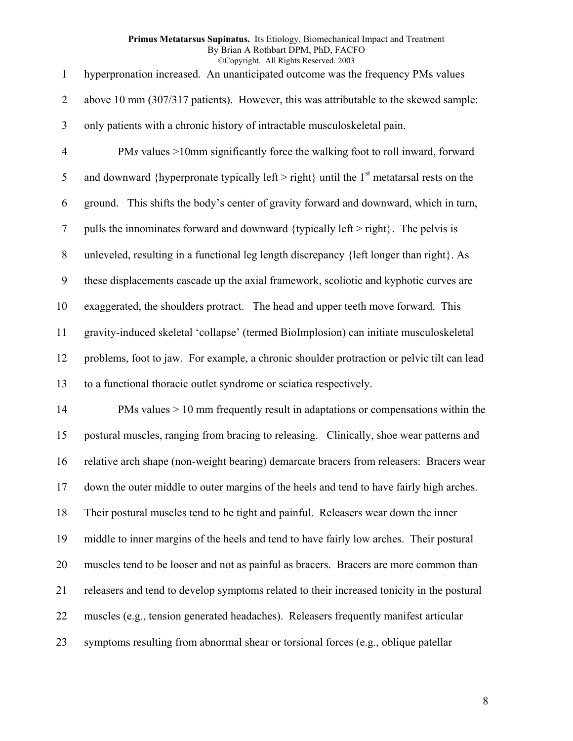hyperpronation increased. An unanticipated outcome was the frequency PMs values above 10 mm (307/317 patients). However, this was attributable to the skewed sample: only patients with a chronic history of intractable musculoskeletal pain.

PM*s* values >10mm significantly force the walking foot to roll inward, forward and downward {hyperpronate typically left > right} until the 1st metatarsal rests on the ground. This shifts the body's center of gravity forward and downward, which in turn, pulls the innominates forward and downward {typically left > right}. The pelvis is unleveled, resulting in a functional leg length discrepancy {left longer than right}. As these displacements cascade up the axial framework, scoliotic and kyphotic curves are exaggerated, the shoulders protract. The head and upper teeth move forward. This gravity-induced skeletal 'collapse' (termed BioImplosion) can initiate musculoskeletal problems, foot to jaw. For example, a chronic shoulder protraction or pelvic tilt can lead to a functional thoracic outlet syndrome or sciatica respectively.

PMs values > 10 mm frequently result in adaptations or compensations within the postural muscles, ranging from bracing to releasing. Clinically, shoe wear patterns and relative arch shape (non-weight bearing) demarcate bracers from releasers: Bracers wear down the outer middle to outer margins of the heels and tend to have fairly high arches. Their postural muscles tend to be tight and painful. Releasers wear down the inner middle to inner margins of the heels and tend to have fairly low arches. Their postural muscles tend to be looser and not as painful as bracers. Bracers are more common than releasers and tend to develop symptoms related to their increased tonicity in the postural muscles (e.g., tension generated headaches). Releasers frequently manifest articular symptoms resulting from abnormal shear or torsional forces (e.g., oblique patellar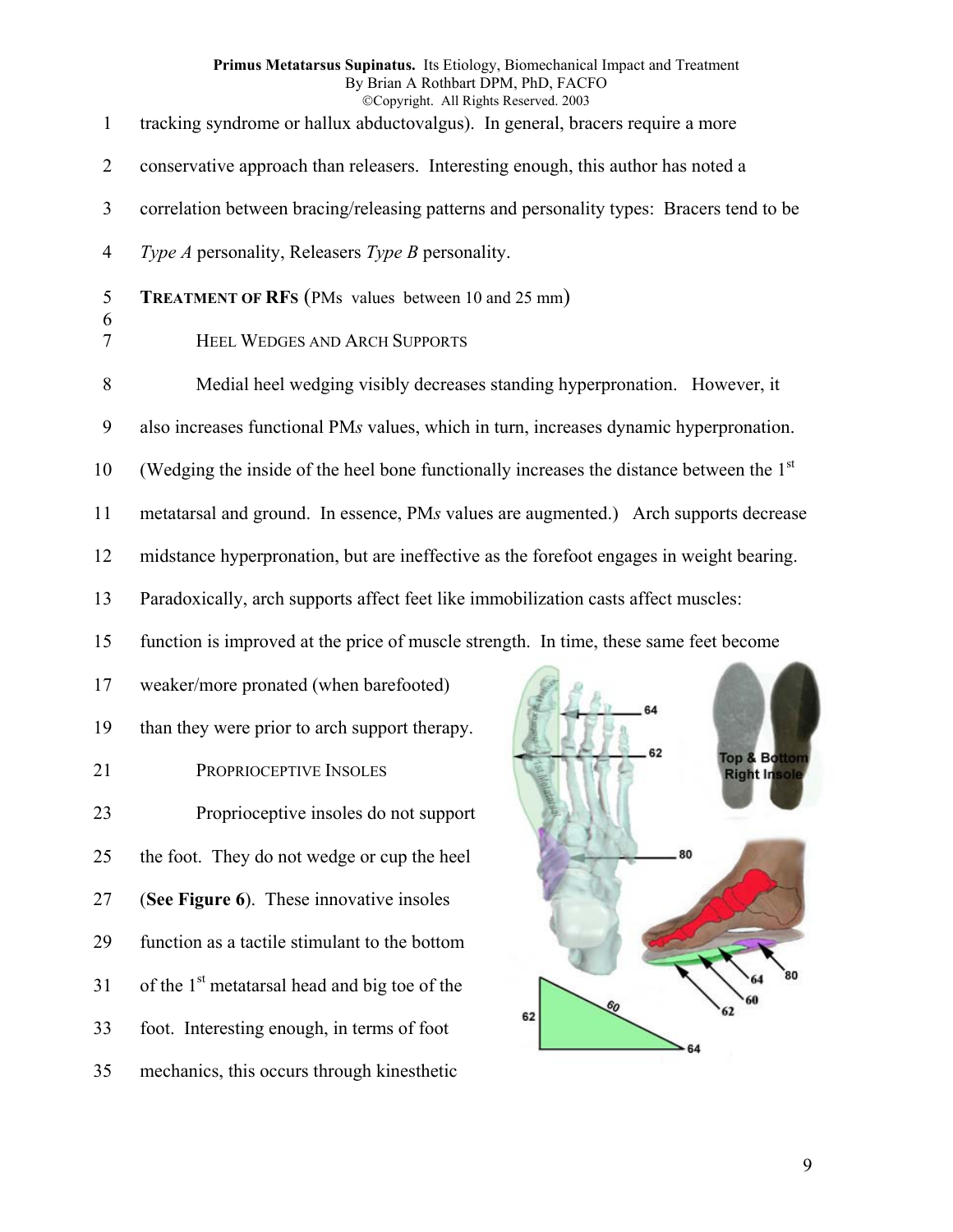tracking syndrome or hallux abductovalgus). In general, bracers require a more conservative approach than releasers. Interesting enough, this author has noted a correlation between bracing/releasing patterns and personality types: Bracers tend to be *Type A* personality, Releasers *Type B* personality.

**TREATMENT OF RFs** (PMs values between 10 and 25 mm)

HEEL WEDGES AND ARCH SUPPORTS

Medial heel wedging visibly decreases standing hyperpronation. However, it also increases functional PM*s* values, which in turn, increases dynamic hyperpronation. (Wedging the inside of the heel bone functionally increases the distance between the 1st metatarsal and ground. In essence, PM*s* values are augmented.) Arch supports decrease midstance hyperpronation, but are ineffective as the forefoot engages in weight bearing. Paradoxically, arch supports affect feet like immobilization casts affect muscles: function is improved at the price of muscle strength. In time, these same feet become weaker/more pronated (when barefooted) than they were prior to arch support therapy.

PROPRIOCEPTIVE INSOLES

Proprioceptive insoles do not support the foot. They do not wedge or cup the heel (**See Figure 6**). These innovative insoles function as a tactile stimulant to the bottom of the 1st metatarsal head and big toe of the foot. Interesting enough, in terms of foot mechanics, this occurs through kinesthetic

64
62
Top & Bottom Right Insole
80
64
80
60
62
60
62
64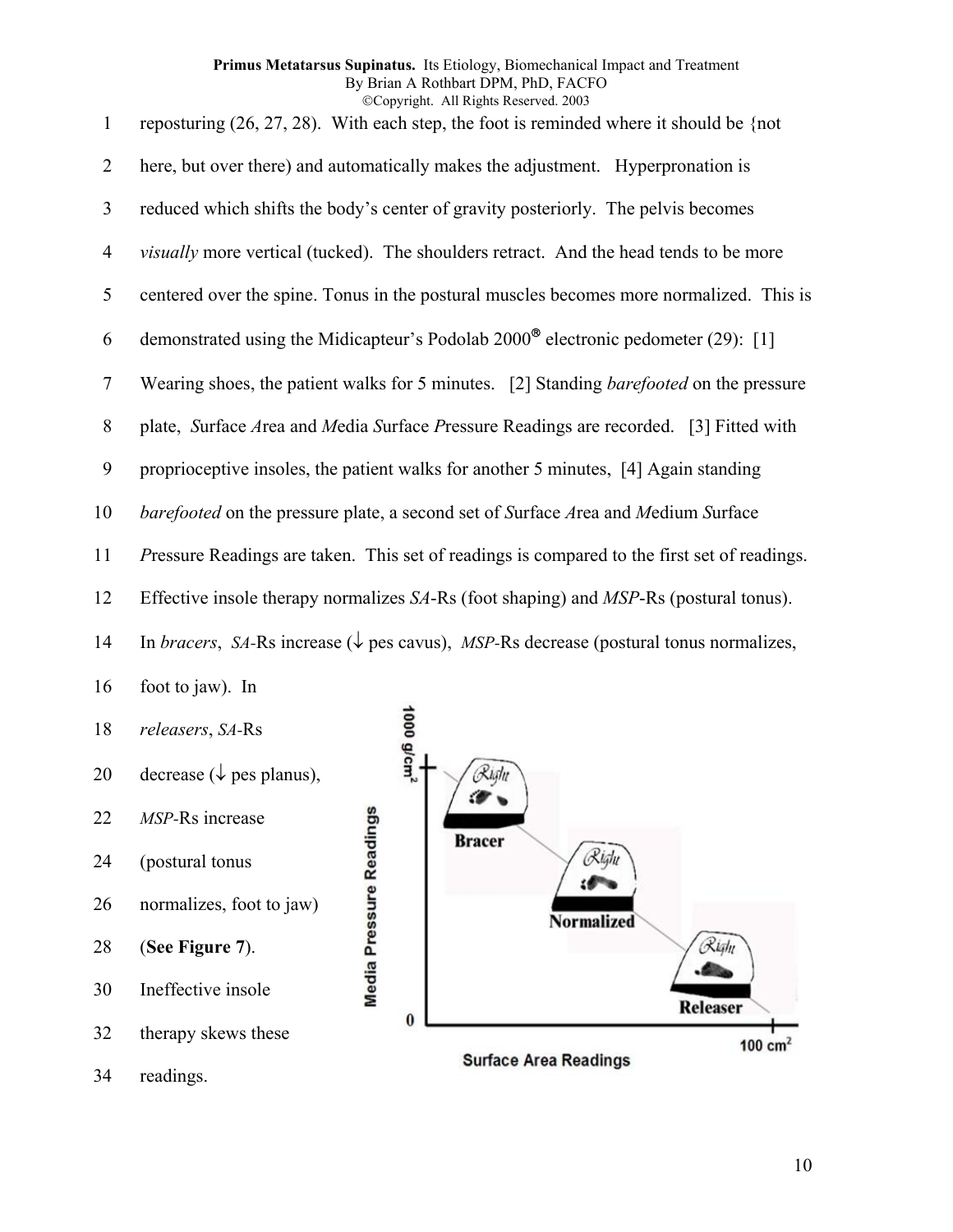reposturing (26, 27, 28). With each step, the foot is reminded where it should be {not here, but over there) and automatically makes the adjustment. Hyperpronation is reduced which shifts the body's center of gravity posteriorly. The pelvis becomes *visually* more vertical (tucked). The shoulders retract. And the head tends to be more centered over the spine. Tonus in the postural muscles becomes more normalized. This is demonstrated using the Midicapteur's Podolab 2000® electronic pedometer (29): [1] Wearing shoes, the patient walks for 5 minutes. [2] Standing *barefooted* on the pressure plate, *S*urface *A*rea and *M*edia *S*urface *P*ressure Readings are recorded. [3] Fitted with proprioceptive insoles, the patient walks for another 5 minutes, [4] Again standing *barefooted* on the pressure plate, a second set of *S*urface *A*rea and *M*edium *S*urface *P*ressure Readings are taken. This set of readings is compared to the first set of readings. Effective insole therapy normalizes *SA*-Rs (foot shaping) and *MSP*-Rs (postural tonus). In *bracers*, *SA*-Rs increase (↓ pes cavus), *MSP*-Rs decrease (postural tonus normalizes, foot to jaw). In *releasers*, *SA*-Rs decrease (↓ pes planus), *MSP*-Rs increase (postural tonus normalizes, foot to jaw) (**See Figure 7**). Ineffective insole therapy skews these readings.

1000 g/cm²
Media Pressure Readings
0
Bracer
Normalized
Releaser
100 cm²
Surface Area Readings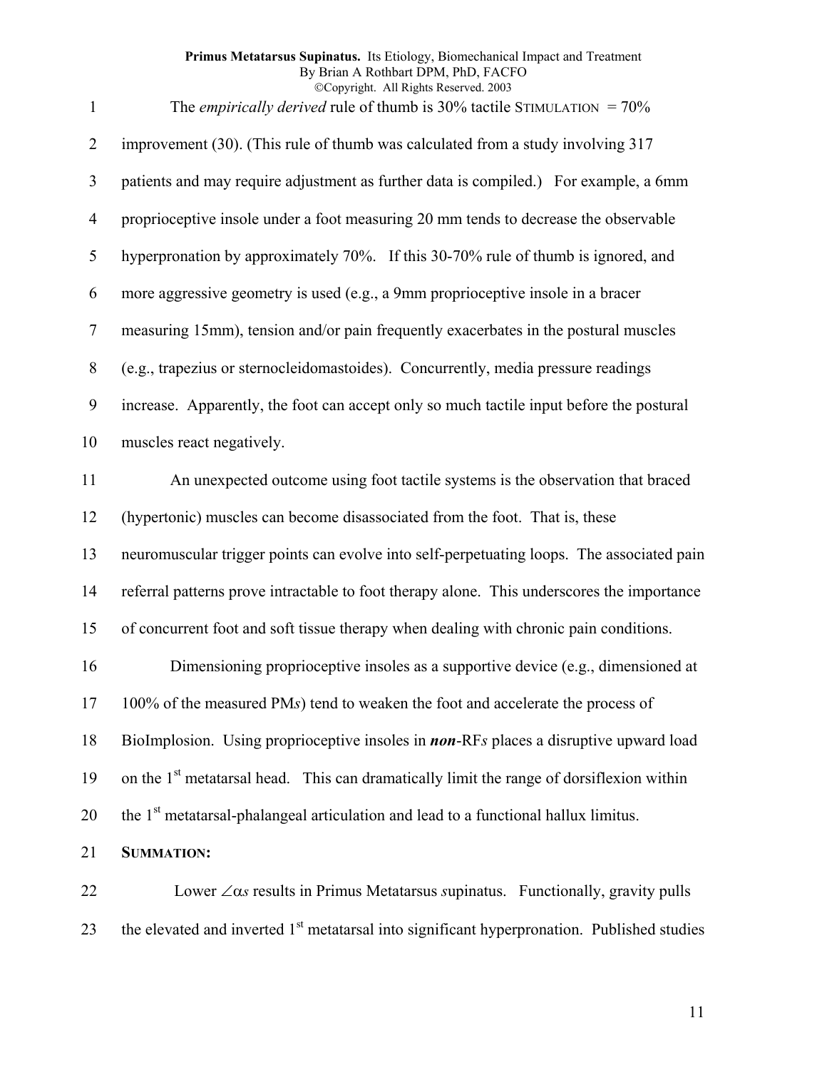The *empirically derived* rule of thumb is 30% tactile STIMULATION = 70% improvement (30). (This rule of thumb was calculated from a study involving 317 patients and may require adjustment as further data is compiled.) For example, a 6mm proprioceptive insole under a foot measuring 20 mm tends to decrease the observable hyperpronation by approximately 70%. If this 30-70% rule of thumb is ignored, and more aggressive geometry is used (e.g., a 9mm proprioceptive insole in a bracer measuring 15mm), tension and/or pain frequently exacerbates in the postural muscles (e.g., trapezius or sternocleidomastoides). Concurrently, media pressure readings increase. Apparently, the foot can accept only so much tactile input before the postural muscles react negatively.

An unexpected outcome using foot tactile systems is the observation that braced (hypertonic) muscles can become disassociated from the foot. That is, these neuromuscular trigger points can evolve into self-perpetuating loops. The associated pain referral patterns prove intractable to foot therapy alone. This underscores the importance of concurrent foot and soft tissue therapy when dealing with chronic pain conditions.

Dimensioning proprioceptive insoles as a supportive device (e.g., dimensioned at 100% of the measured PM*s*) tend to weaken the foot and accelerate the process of BioImplosion. Using proprioceptive insoles in ***non***-RF*s* places a disruptive upward load on the 1st metatarsal head. This can dramatically limit the range of dorsiflexion within the 1st metatarsal-phalangeal articulation and lead to a functional hallux limitus.

**SUMMATION:**

Lower $\angle\alpha s$ results in Primus Metatarsus *s*upinatus. Functionally, gravity pulls the elevated and inverted 1st metatarsal into significant hyperpronation. Published studies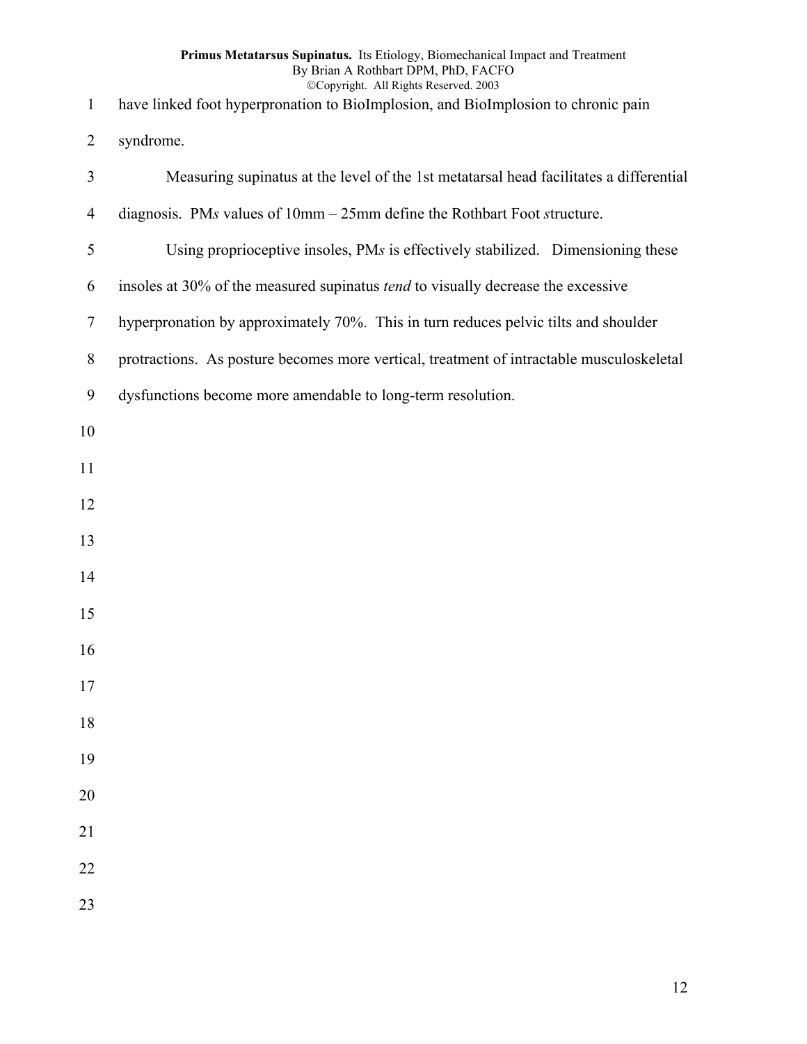have linked foot hyperpronation to BioImplosion, and BioImplosion to chronic pain syndrome.

Measuring supinatus at the level of the 1st metatarsal head facilitates a differential diagnosis. PM*s* values of 10mm – 25mm define the Rothbart Foot *s*tructure.

Using proprioceptive insoles, PM*s* is effectively stabilized. Dimensioning these insoles at 30% of the measured supinatus *tend* to visually decrease the excessive hyperpronation by approximately 70%. This in turn reduces pelvic tilts and shoulder protractions. As posture becomes more vertical, treatment of intractable musculoskeletal dysfunctions become more amendable to long-term resolution.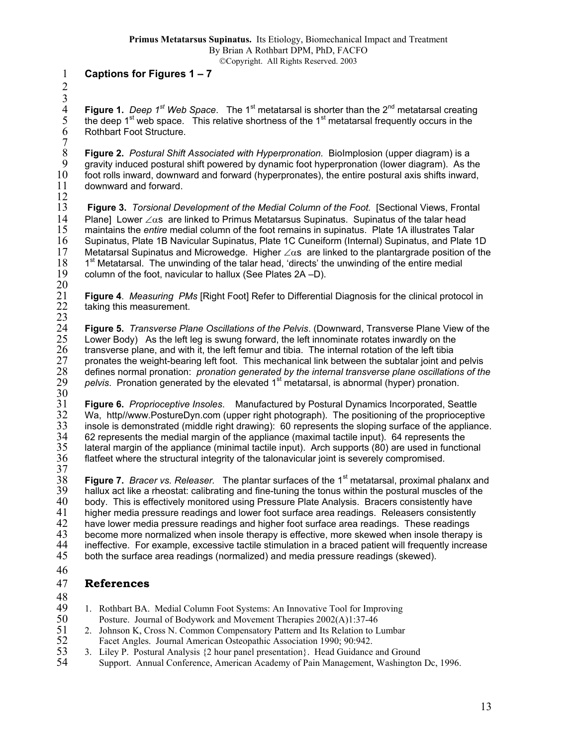**Captions for Figures 1 – 7**

**Figure 1.** *Deep 1st Web Space*. The 1st metatarsal is shorter than the 2nd metatarsal creating the deep 1st web space. This relative shortness of the 1st metatarsal frequently occurs in the Rothbart Foot Structure.

**Figure 2.** *Postural Shift Associated with Hyperpronation.* BioImplosion (upper diagram) is a gravity induced postural shift powered by dynamic foot hyperpronation (lower diagram). As the foot rolls inward, downward and forward (hyperpronates), the entire postural axis shifts inward, downward and forward.

**Figure 3.** *Torsional Development of the Medial Column of the Foot.* [Sectional Views, Frontal Plane] Lower $\angle\alpha$s are linked to Primus Metatarsus Supinatus. Supinatus of the talar head maintains the *entire* medial column of the foot remains in supinatus. Plate 1A illustrates Talar Supinatus, Plate 1B Navicular Supinatus, Plate 1C Cuneiform (Internal) Supinatus, and Plate 1D Metatarsal Supinatus and Microwedge. Higher $\angle\alpha$s are linked to the plantargrade position of the 1st Metatarsal. The unwinding of the talar head, 'directs' the unwinding of the entire medial column of the foot, navicular to hallux (See Plates 2A –D).

**Figure 4**. *Measuring PMs* [Right Foot] Refer to Differential Diagnosis for the clinical protocol in taking this measurement.

**Figure 5.** *Transverse Plane Oscillations of the Pelvis*. (Downward, Transverse Plane View of the Lower Body) As the left leg is swung forward, the left innominate rotates inwardly on the transverse plane, and with it, the left femur and tibia. The internal rotation of the left tibia pronates the weight-bearing left foot. This mechanical link between the subtalar joint and pelvis defines normal pronation: *pronation generated by the internal transverse plane oscillations of the pelvis*. Pronation generated by the elevated 1st metatarsal, is abnormal (hyper) pronation.

**Figure 6.** *Proprioceptive Insoles*. Manufactured by Postural Dynamics Incorporated, Seattle Wa, http//www.PostureDyn.com (upper right photograph). The positioning of the proprioceptive insole is demonstrated (middle right drawing): 60 represents the sloping surface of the appliance. 62 represents the medial margin of the appliance (maximal tactile input). 64 represents the lateral margin of the appliance (minimal tactile input). Arch supports (80) are used in functional flatfeet where the structural integrity of the talonavicular joint is severely compromised.

**Figure 7.** *Bracer vs. Releaser.* The plantar surfaces of the 1st metatarsal, proximal phalanx and hallux act like a rheostat: calibrating and fine-tuning the tonus within the postural muscles of the body. This is effectively monitored using Pressure Plate Analysis. Bracers consistently have higher media pressure readings and lower foot surface area readings. Releasers consistently have lower media pressure readings and higher foot surface area readings. These readings become more normalized when insole therapy is effective, more skewed when insole therapy is ineffective. For example, excessive tactile stimulation in a braced patient will frequently increase both the surface area readings (normalized) and media pressure readings (skewed).

## References

1. Rothbart BA. Medial Column Foot Systems: An Innovative Tool for Improving Posture. Journal of Bodywork and Movement Therapies 2002(A)1:37-46
2. Johnson K, Cross N. Common Compensatory Pattern and Its Relation to Lumbar Facet Angles. Journal American Osteopathic Association 1990; 90:942.
3. Liley P. Postural Analysis {2 hour panel presentation}. Head Guidance and Ground Support. Annual Conference, American Academy of Pain Management, Washington Dc, 1996.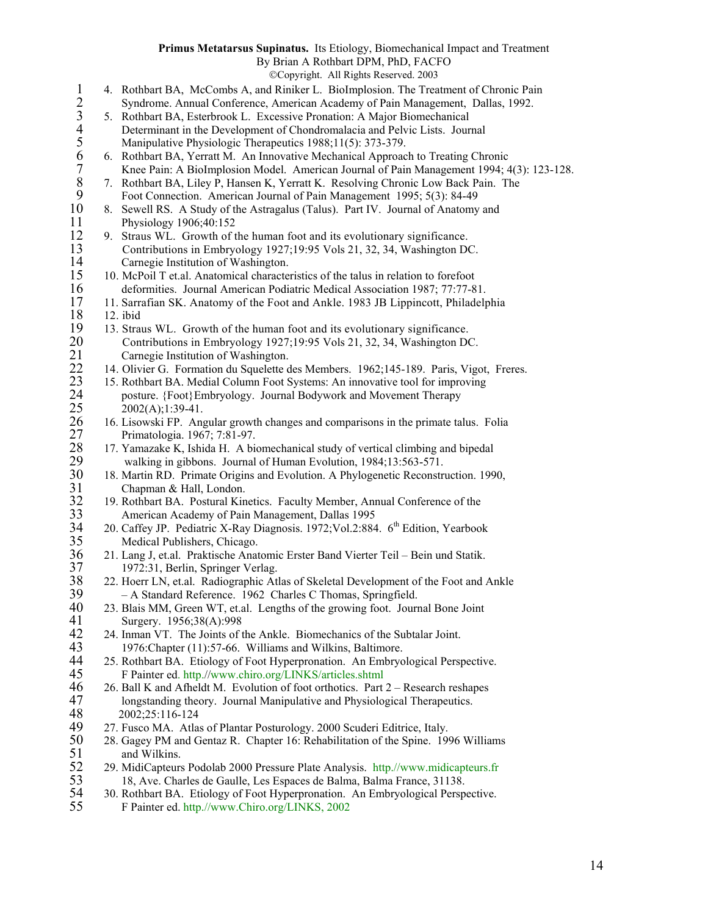4. Rothbart BA, McCombs A, and Riniker L. BioImplosion. The Treatment of Chronic Pain Syndrome. Annual Conference, American Academy of Pain Management, Dallas, 1992.
5. Rothbart BA, Esterbrook L. Excessive Pronation: A Major Biomechanical Determinant in the Development of Chondromalacia and Pelvic Lists. Journal Manipulative Physiologic Therapeutics 1988;11(5): 373-379.
6. Rothbart BA, Yerratt M. An Innovative Mechanical Approach to Treating Chronic Knee Pain: A BioImplosion Model. American Journal of Pain Management 1994; 4(3): 123-128.
7. Rothbart BA, Liley P, Hansen K, Yerratt K. Resolving Chronic Low Back Pain. The Foot Connection. American Journal of Pain Management 1995; 5(3): 84-49
8. Sewell RS. A Study of the Astragalus (Talus). Part IV. Journal of Anatomy and Physiology 1906;40:152
9. Straus WL. Growth of the human foot and its evolutionary significance. Contributions in Embryology 1927;19:95 Vols 21, 32, 34, Washington DC. Carnegie Institution of Washington.
10. McPoil T et.al. Anatomical characteristics of the talus in relation to forefoot deformities. Journal American Podiatric Medical Association 1987; 77:77-81.
11. Sarrafian SK. Anatomy of the Foot and Ankle. 1983 JB Lippincott, Philadelphia
12. ibid
13. Straus WL. Growth of the human foot and its evolutionary significance. Contributions in Embryology 1927;19:95 Vols 21, 32, 34, Washington DC. Carnegie Institution of Washington.
14. Olivier G. Formation du Squelette des Members. 1962;145-189. Paris, Vigot, Freres.
15. Rothbart BA. Medial Column Foot Systems: An innovative tool for improving posture. {Foot}Embryology. Journal Bodywork and Movement Therapy 2002(A);1:39-41.
16. Lisowski FP. Angular growth changes and comparisons in the primate talus. Folia Primatologia. 1967; 7:81-97.
17. Yamazake K, Ishida H. A biomechanical study of vertical climbing and bipedal walking in gibbons. Journal of Human Evolution, 1984;13:563-571.
18. Martin RD. Primate Origins and Evolution. A Phylogenetic Reconstruction. 1990, Chapman & Hall, London.
19. Rothbart BA. Postural Kinetics. Faculty Member, Annual Conference of the American Academy of Pain Management, Dallas 1995
20. Caffey JP. Pediatric X-Ray Diagnosis. 1972;Vol.2:884. 6th Edition, Yearbook Medical Publishers, Chicago.
21. Lang J, et.al. Praktische Anatomic Erster Band Vierter Teil – Bein und Statik. 1972:31, Berlin, Springer Verlag.
22. Hoerr LN, et.al. Radiographic Atlas of Skeletal Development of the Foot and Ankle – A Standard Reference. 1962 Charles C Thomas, Springfield.
23. Blais MM, Green WT, et.al. Lengths of the growing foot. Journal Bone Joint Surgery. 1956;38(A):998
24. Inman VT. The Joints of the Ankle. Biomechanics of the Subtalar Joint. 1976:Chapter (11):57-66. Williams and Wilkins, Baltimore.
25. Rothbart BA. Etiology of Foot Hyperpronation. An Embryological Perspective. F Painter ed. http.//www.chiro.org/LINKS/articles.shtml
26. Ball K and Afheldt M. Evolution of foot orthotics. Part 2 – Research reshapes longstanding theory. Journal Manipulative and Physiological Therapeutics. 2002;25:116-124
27. Fusco MA. Atlas of Plantar Posturology. 2000 Scuderi Editrice, Italy.
28. Gagey PM and Gentaz R. Chapter 16: Rehabilitation of the Spine. 1996 Williams and Wilkins.
29. MidiCapteurs Podolab 2000 Pressure Plate Analysis. http.//www.midicapteurs.fr 18, Ave. Charles de Gaulle, Les Espaces de Balma, Balma France, 31138.
30. Rothbart BA. Etiology of Foot Hyperpronation. An Embryological Perspective. F Painter ed. http.//www.Chiro.org/LINKS, 2002